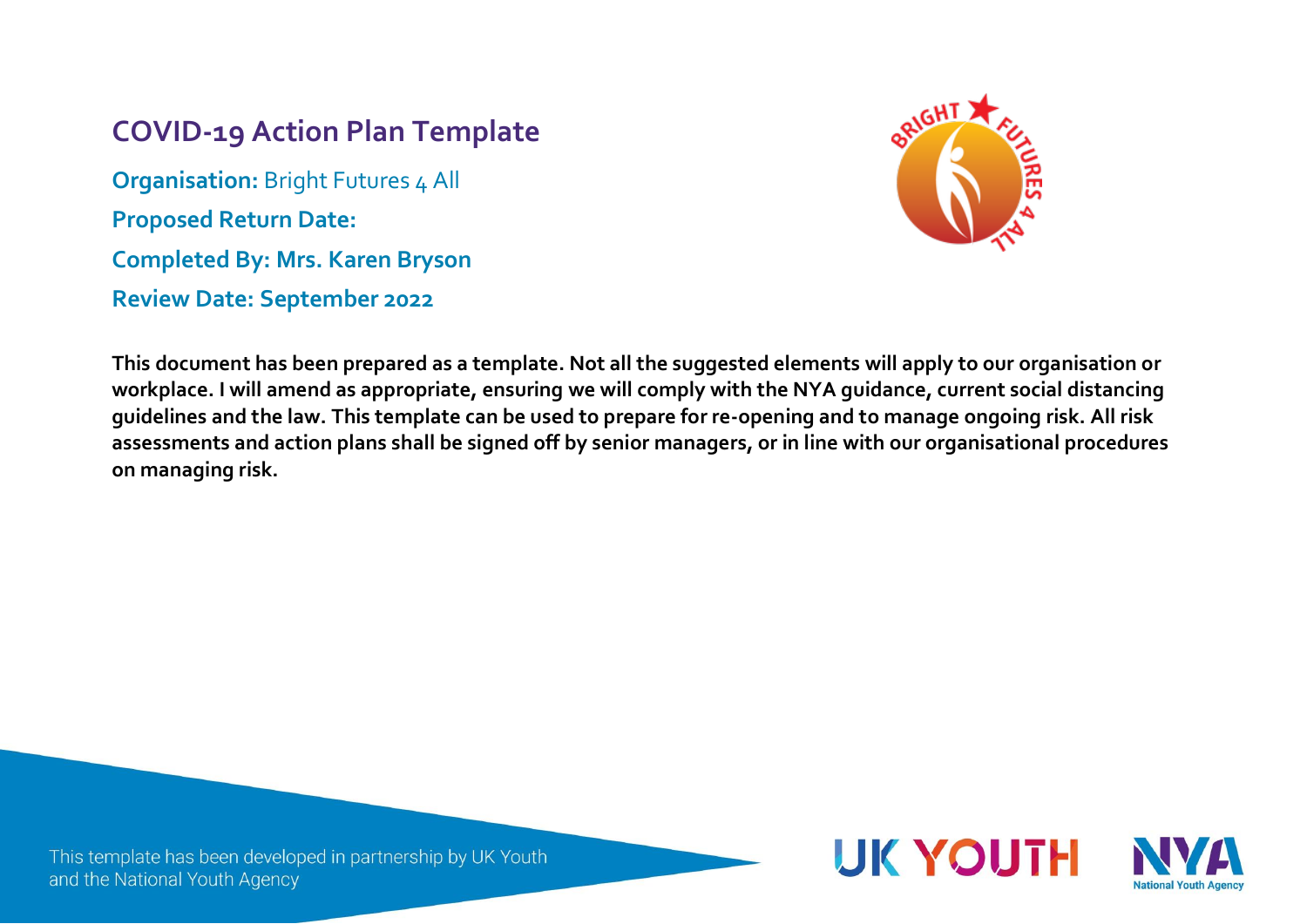# COVID-19 Action Plan Template

**Organisation:** Bright Futures 4 All

**Proposed Return Date:**

**Completed By: Mrs. Karen Bryson**

**Review Date: September 2022**

**This document has been prepared as a template. Not all the suggested elements will apply to our organisation or workplace. I will amend as appropriate, ensuring we will comply with the NYA guidance, current social distancing guidelines and the law. This template can be used to prepare for re-opening and to manage ongoing risk. All risk assessments and action plans shall be signed off by senior managers, or in line with our organisational procedures on managing risk.**

This template has been developed in partnership by UK Youth and the National Youth Agency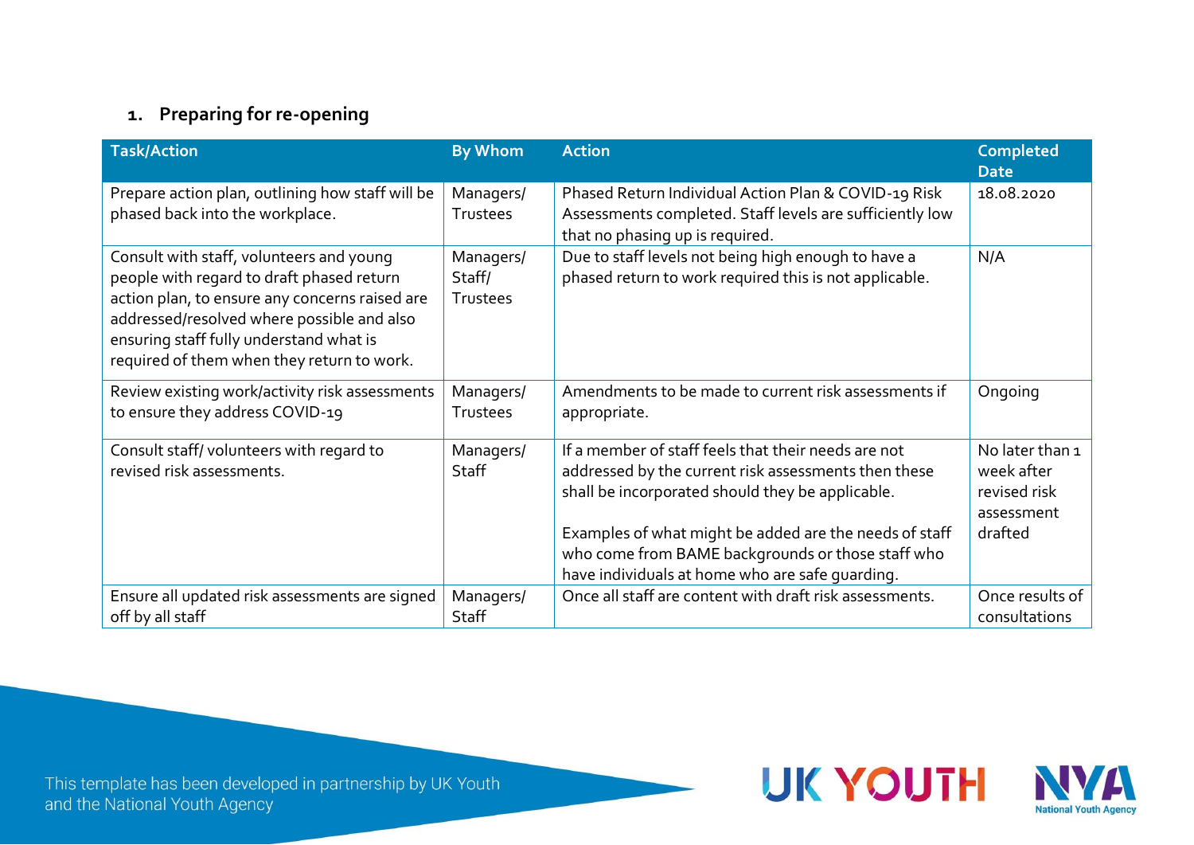## 1. Preparing for re-opening

| Task/Action | By Whom | Action | Completed Date |
|---|---|---|---|
| Prepare action plan, outlining how staff will be phased back into the workplace. | Managers/ Trustees | Phased Return Individual Action Plan & COVID-19 Risk Assessments completed. Staff levels are sufficiently low that no phasing up is required. | 18.08.2020 |
| Consult with staff, volunteers and young people with regard to draft phased return action plan, to ensure any concerns raised are addressed/resolved where possible and also ensuring staff fully understand what is required of them when they return to work. | Managers/ Staff/ Trustees | Due to staff levels not being high enough to have a phased return to work required this is not applicable. | N/A |
| Review existing work/activity risk assessments to ensure they address COVID-19 | Managers/ Trustees | Amendments to be made to current risk assessments if appropriate. | Ongoing |
| Consult staff/ volunteers with regard to revised risk assessments. | Managers/ Staff | If a member of staff feels that their needs are not addressed by the current risk assessments then these shall be incorporated should they be applicable.<br><br>Examples of what might be added are the needs of staff who come from BAME backgrounds or those staff who have individuals at home who are safe guarding. | No later than 1 week after revised risk assessment drafted |
| Ensure all updated risk assessments are signed off by all staff | Managers/ Staff | Once all staff are content with draft risk assessments. | Once results of consultations |

This template has been developed in partnership by UK Youth and the National Youth Agency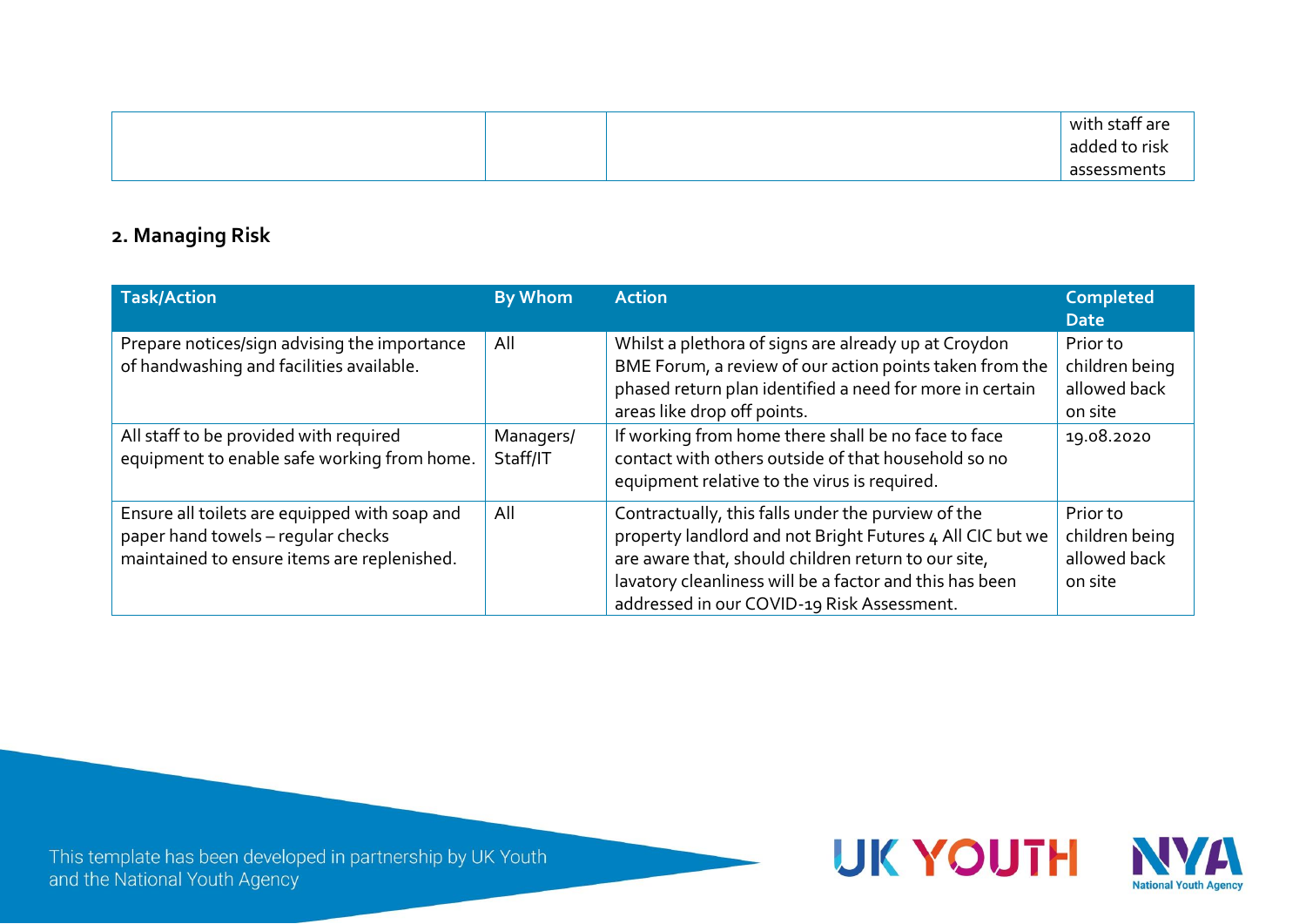| | | | with staff are added to risk assessments |
|---|---|---|---|

## 2. Managing Risk

| Task/Action | By Whom | Action | Completed Date |
|---|---|---|---|
| Prepare notices/sign advising the importance of handwashing and facilities available. | All | Whilst a plethora of signs are already up at Croydon BME Forum, a review of our action points taken from the phased return plan identified a need for more in certain areas like drop off points. | Prior to children being allowed back on site |
| All staff to be provided with required equipment to enable safe working from home. | Managers/ Staff/IT | If working from home there shall be no face to face contact with others outside of that household so no equipment relative to the virus is required. | 19.08.2020 |
| Ensure all toilets are equipped with soap and paper hand towels – regular checks maintained to ensure items are replenished. | All | Contractually, this falls under the purview of the property landlord and not Bright Futures 4 All CIC but we are aware that, should children return to our site, lavatory cleanliness will be a factor and this has been addressed in our COVID-19 Risk Assessment. | Prior to children being allowed back on site |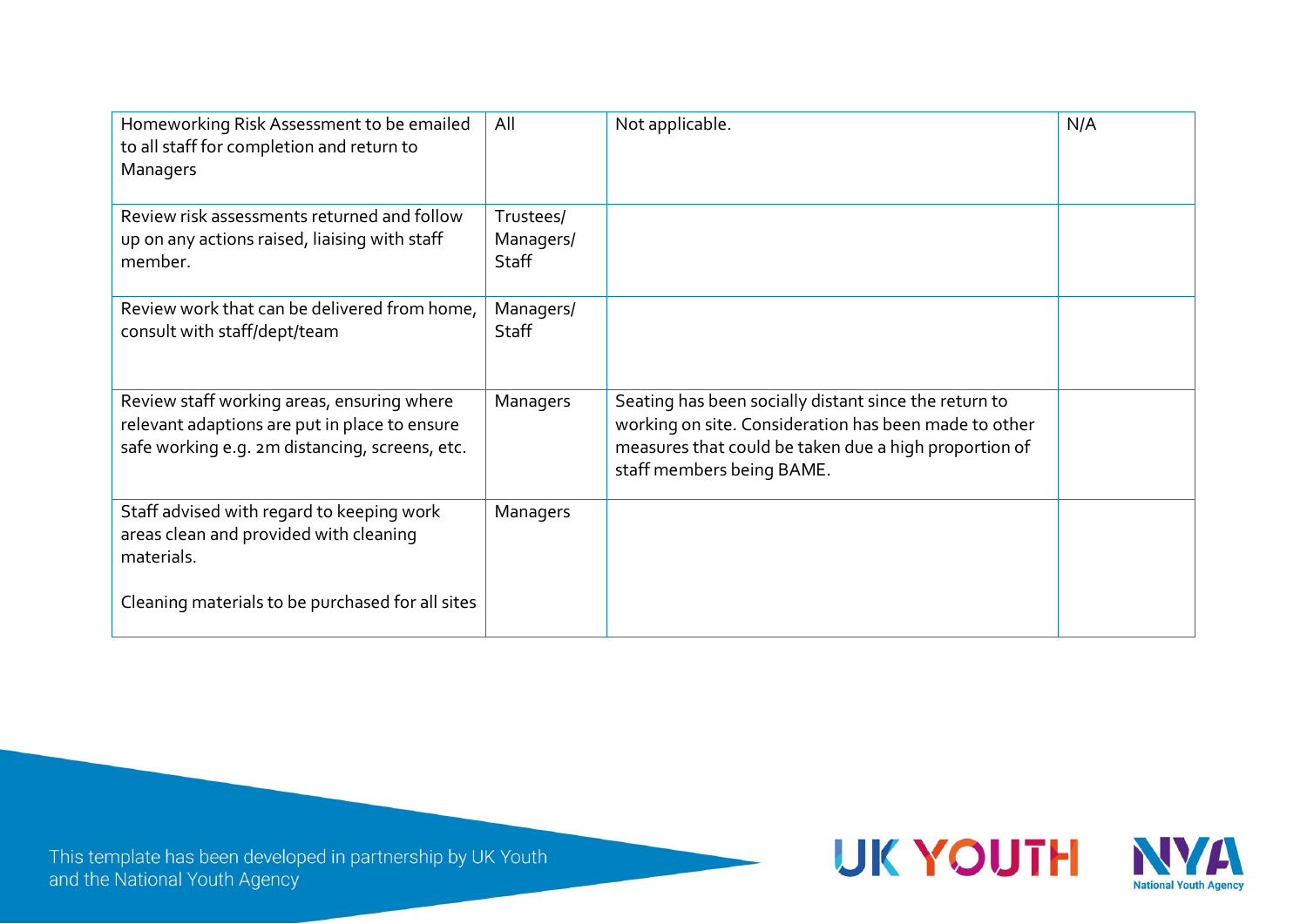| | | | |
|---|---|---|---|
| Homeworking Risk Assessment to be emailed to all staff for completion and return to Managers | All | Not applicable. | N/A |
| Review risk assessments returned and follow up on any actions raised, liaising with staff member. | Trustees/ Managers/ Staff | | |
| Review work that can be delivered from home, consult with staff/dept/team | Managers/ Staff | | |
| Review staff working areas, ensuring where relevant adaptions are put in place to ensure safe working e.g. 2m distancing, screens, etc. | Managers | Seating has been socially distant since the return to working on site. Consideration has been made to other measures that could be taken due a high proportion of staff members being BAME. | |
| Staff advised with regard to keeping work areas clean and provided with cleaning materials.<br><br>Cleaning materials to be purchased for all sites | Managers | | |

This template has been developed in partnership by UK Youth and the National Youth Agency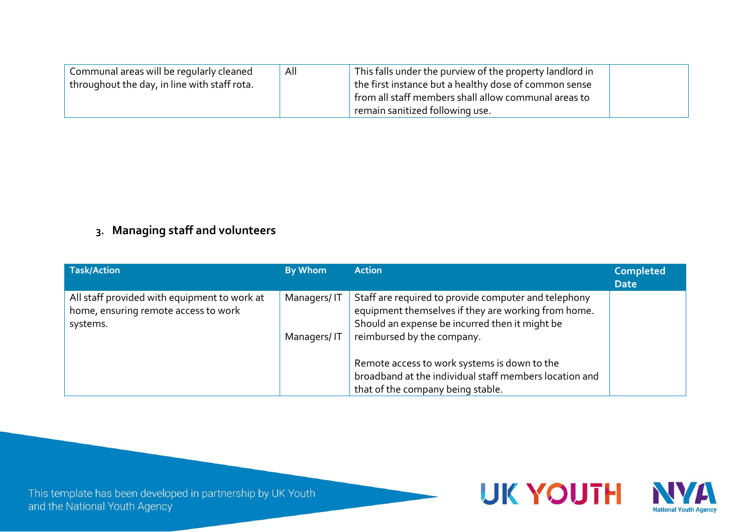| Communal areas will be regularly cleaned throughout the day, in line with staff rota. | All | This falls under the purview of the property landlord in the first instance but a healthy dose of common sense from all staff members shall allow communal areas to remain sanitized following use. | |
|---|---|---|---|

## 3. Managing staff and volunteers

| Task/Action | By Whom | Action | Completed Date |
|---|---|---|---|
| All staff provided with equipment to work at home, ensuring remote access to work systems. | Managers/ IT<br><br>Managers/ IT | Staff are required to provide computer and telephony equipment themselves if they are working from home. Should an expense be incurred then it might be reimbursed by the company.<br><br>Remote access to work systems is down to the broadband at the individual staff members location and that of the company being stable. | |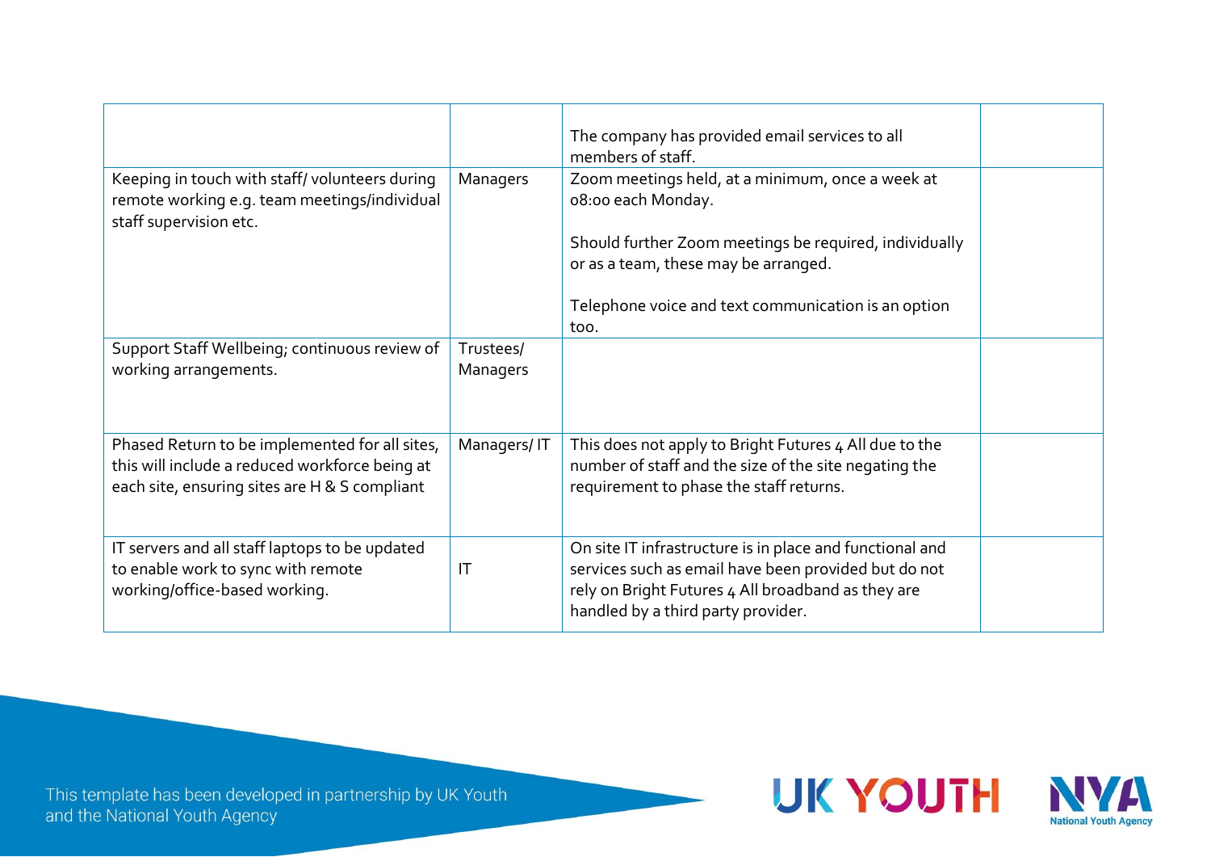| | | | |
|---|---|---|---|
| | | The company has provided email services to all members of staff. | |
| Keeping in touch with staff/ volunteers during remote working e.g. team meetings/individual staff supervision etc. | Managers | Zoom meetings held, at a minimum, once a week at 08:00 each Monday.<br><br>Should further Zoom meetings be required, individually or as a team, these may be arranged.<br><br>Telephone voice and text communication is an option too. | |
| Support Staff Wellbeing; continuous review of working arrangements. | Trustees/ Managers | | |
| Phased Return to be implemented for all sites, this will include a reduced workforce being at each site, ensuring sites are H & S compliant | Managers/ IT | This does not apply to Bright Futures 4 All due to the number of staff and the size of the site negating the requirement to phase the staff returns. | |
| IT servers and all staff laptops to be updated to enable work to sync with remote working/office-based working. | IT | On site IT infrastructure is in place and functional and services such as email have been provided but do not rely on Bright Futures 4 All broadband as they are handled by a third party provider. | |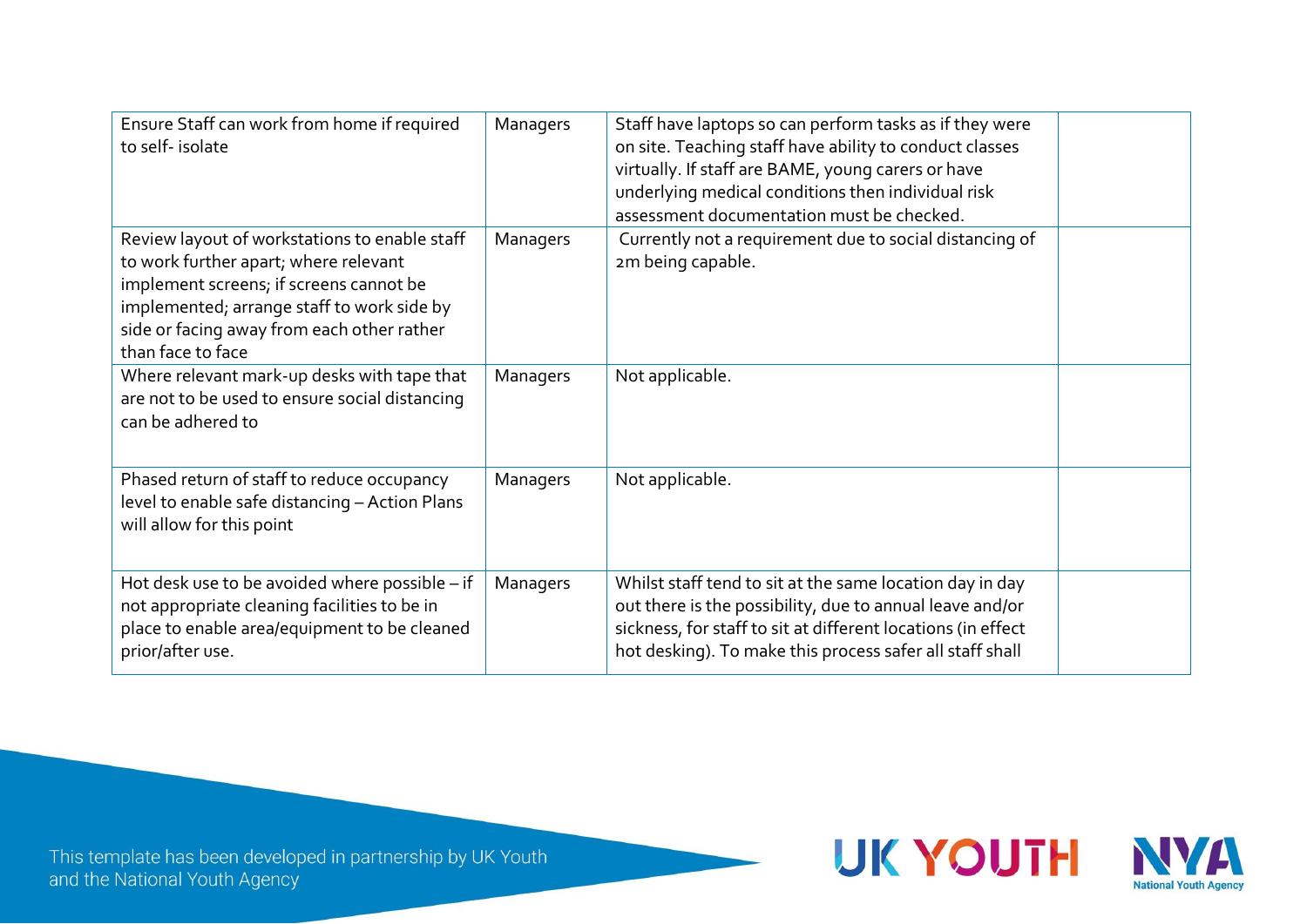| | | | |
|---|---|---|---|
| Ensure Staff can work from home if required to self- isolate | Managers | Staff have laptops so can perform tasks as if they were on site. Teaching staff have ability to conduct classes virtually. If staff are BAME, young carers or have underlying medical conditions then individual risk assessment documentation must be checked. | |
| Review layout of workstations to enable staff to work further apart; where relevant implement screens; if screens cannot be implemented; arrange staff to work side by side or facing away from each other rather than face to face | Managers | Currently not a requirement due to social distancing of 2m being capable. | |
| Where relevant mark-up desks with tape that are not to be used to ensure social distancing can be adhered to | Managers | Not applicable. | |
| Phased return of staff to reduce occupancy level to enable safe distancing – Action Plans will allow for this point | Managers | Not applicable. | |
| Hot desk use to be avoided where possible – if not appropriate cleaning facilities to be in place to enable area/equipment to be cleaned prior/after use. | Managers | Whilst staff tend to sit at the same location day in day out there is the possibility, due to annual leave and/or sickness, for staff to sit at different locations (in effect hot desking). To make this process safer all staff shall | |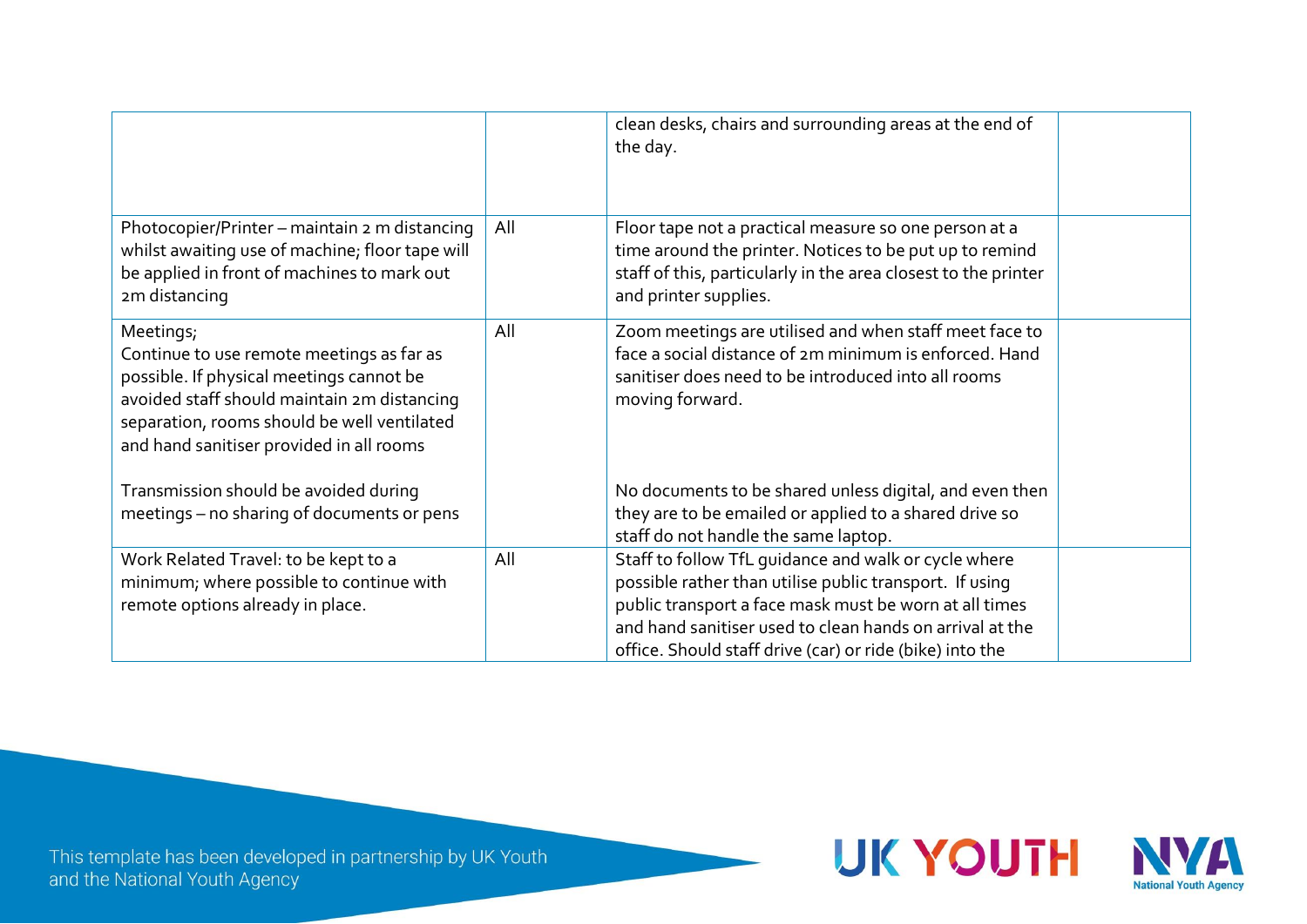| | | | |
|---|---|---|---|
| | | clean desks, chairs and surrounding areas at the end of the day. | |
| Photocopier/Printer – maintain 2 m distancing whilst awaiting use of machine; floor tape will be applied in front of machines to mark out 2m distancing | All | Floor tape not a practical measure so one person at a time around the printer. Notices to be put up to remind staff of this, particularly in the area closest to the printer and printer supplies. | |
| Meetings;<br>Continue to use remote meetings as far as possible. If physical meetings cannot be avoided staff should maintain 2m distancing separation, rooms should be well ventilated and hand sanitiser provided in all rooms<br><br>Transmission should be avoided during meetings – no sharing of documents or pens | All | Zoom meetings are utilised and when staff meet face to face a social distance of 2m minimum is enforced. Hand sanitiser does need to be introduced into all rooms moving forward.<br><br>No documents to be shared unless digital, and even then they are to be emailed or applied to a shared drive so staff do not handle the same laptop. | |
| Work Related Travel: to be kept to a minimum; where possible to continue with remote options already in place. | All | Staff to follow TfL guidance and walk or cycle where possible rather than utilise public transport. If using public transport a face mask must be worn at all times and hand sanitiser used to clean hands on arrival at the office. Should staff drive (car) or ride (bike) into the | |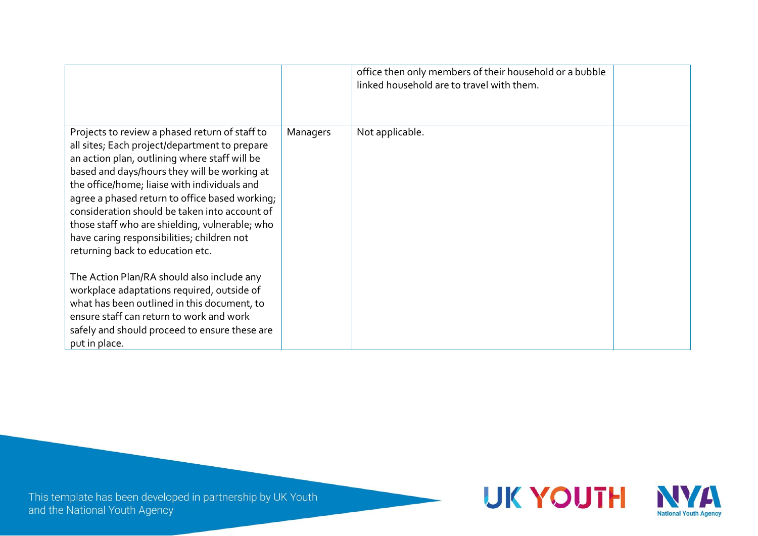| | | | |
|---|---|---|---|
| | | office then only members of their household or a bubble linked household are to travel with them. | |
| Projects to review a phased return of staff to all sites; Each project/department to prepare an action plan, outlining where staff will be based and days/hours they will be working at the office/home; liaise with individuals and agree a phased return to office based working; consideration should be taken into account of those staff who are shielding, vulnerable; who have caring responsibilities; children not returning back to education etc.<br><br>The Action Plan/RA should also include any workplace adaptations required, outside of what has been outlined in this document, to ensure staff can return to work and work safely and should proceed to ensure these are put in place. | Managers | Not applicable. | |

This template has been developed in partnership by UK Youth and the National Youth Agency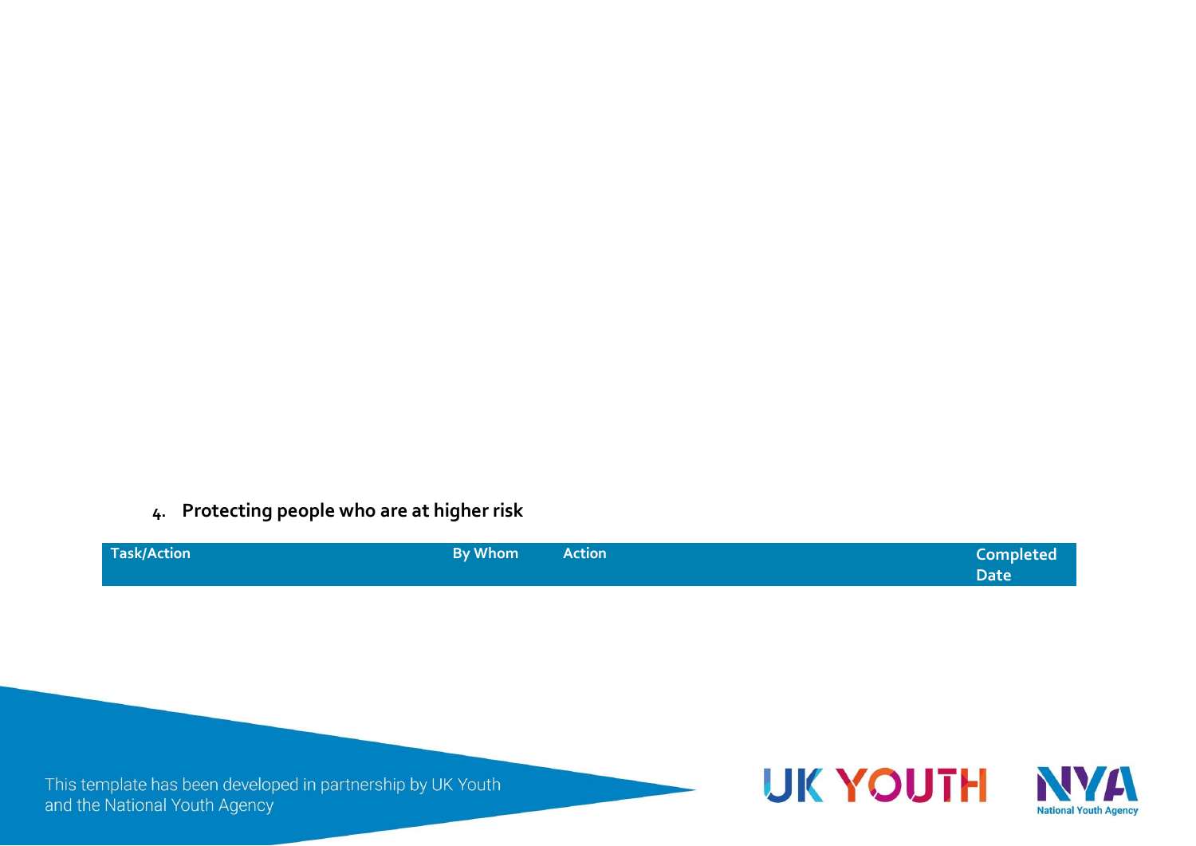4. **Protecting people who are at higher risk**

| Task/Action | By Whom | Action | Completed Date |
| --- | --- | --- | --- |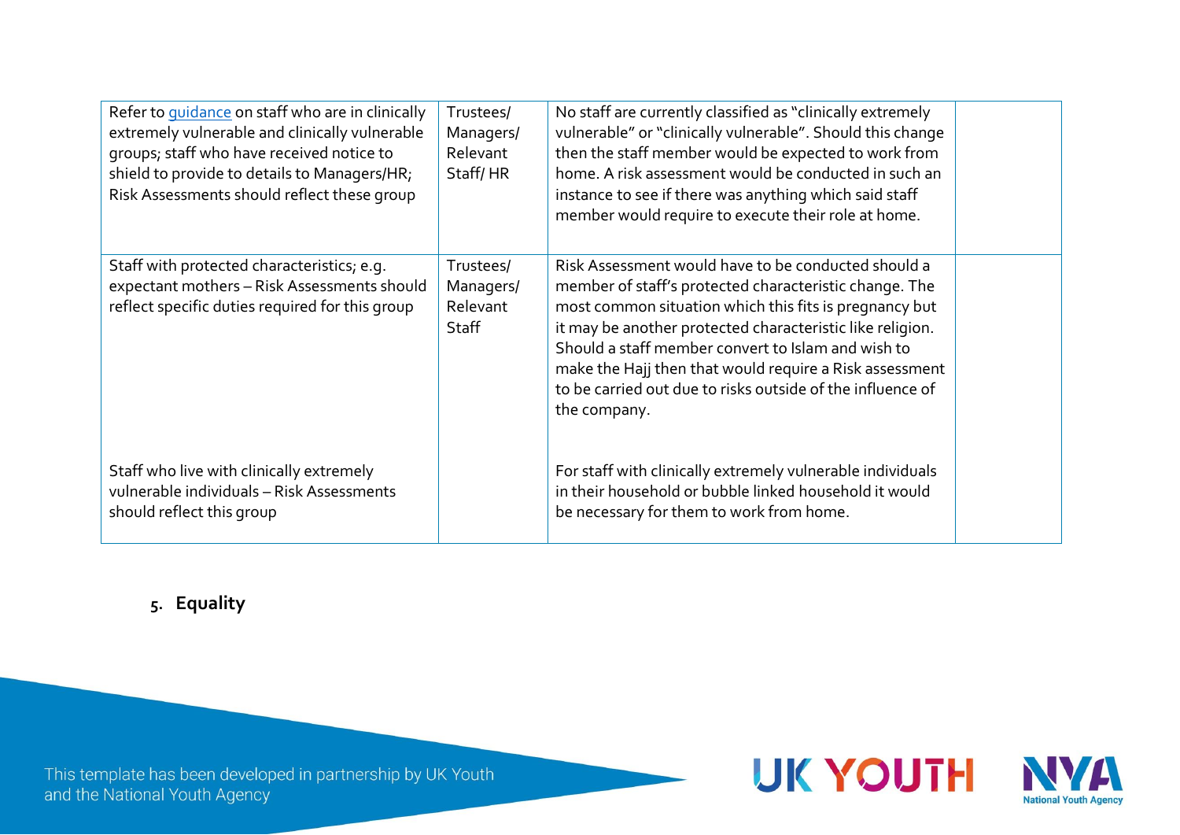| | | | |
|---|---|---|---|
| Refer to [guidance](guidance) on staff who are in clinically extremely vulnerable and clinically vulnerable groups; staff who have received notice to shield to provide to details to Managers/HR; Risk Assessments should reflect these group | Trustees/ Managers/ Relevant Staff/ HR | No staff are currently classified as "clinically extremely vulnerable" or "clinically vulnerable". Should this change then the staff member would be expected to work from home. A risk assessment would be conducted in such an instance to see if there was anything which said staff member would require to execute their role at home. | |
| Staff with protected characteristics; e.g. expectant mothers – Risk Assessments should reflect specific duties required for this group<br><br>Staff who live with clinically extremely vulnerable individuals – Risk Assessments should reflect this group | Trustees/ Managers/ Relevant Staff | Risk Assessment would have to be conducted should a member of staff's protected characteristic change. The most common situation which this fits is pregnancy but it may be another protected characteristic like religion. Should a staff member convert to Islam and wish to make the Hajj then that would require a Risk assessment to be carried out due to risks outside of the influence of the company.<br><br>For staff with clinically extremely vulnerable individuals in their household or bubble linked household it would be necessary for them to work from home. | |

## 5. Equality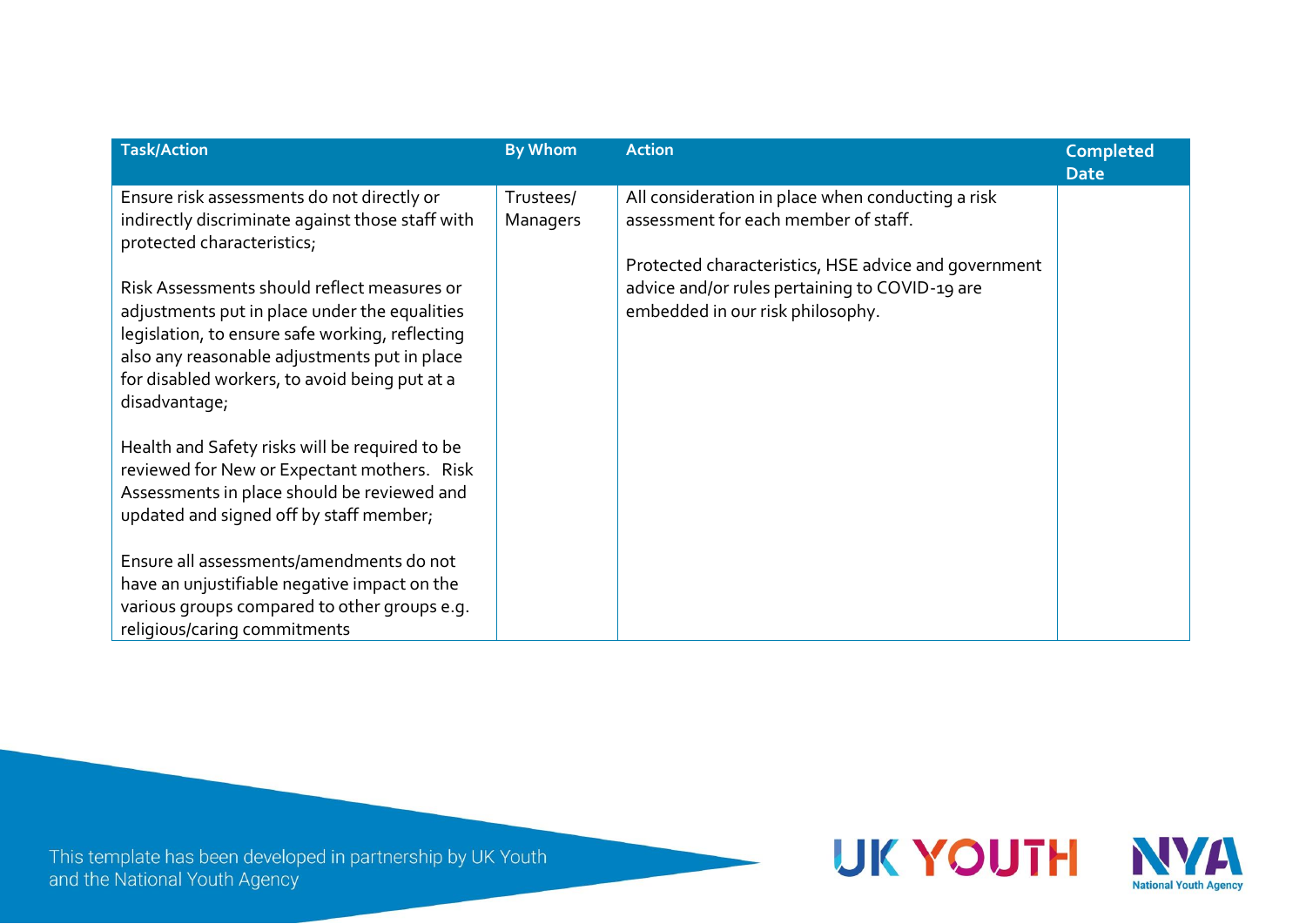| Task/Action | By Whom | Action | Completed Date |
| --- | --- | --- | --- |
| Ensure risk assessments do not directly or indirectly discriminate against those staff with protected characteristics;<br><br>Risk Assessments should reflect measures or adjustments put in place under the equalities legislation, to ensure safe working, reflecting also any reasonable adjustments put in place for disabled workers, to avoid being put at a disadvantage;<br><br>Health and Safety risks will be required to be reviewed for New or Expectant mothers. Risk Assessments in place should be reviewed and updated and signed off by staff member;<br><br>Ensure all assessments/amendments do not have an unjustifiable negative impact on the various groups compared to other groups e.g. religious/caring commitments | Trustees/ Managers | All consideration in place when conducting a risk assessment for each member of staff.<br><br>Protected characteristics, HSE advice and government advice and/or rules pertaining to COVID-19 are embedded in our risk philosophy. | |

This template has been developed in partnership by UK Youth and the National Youth Agency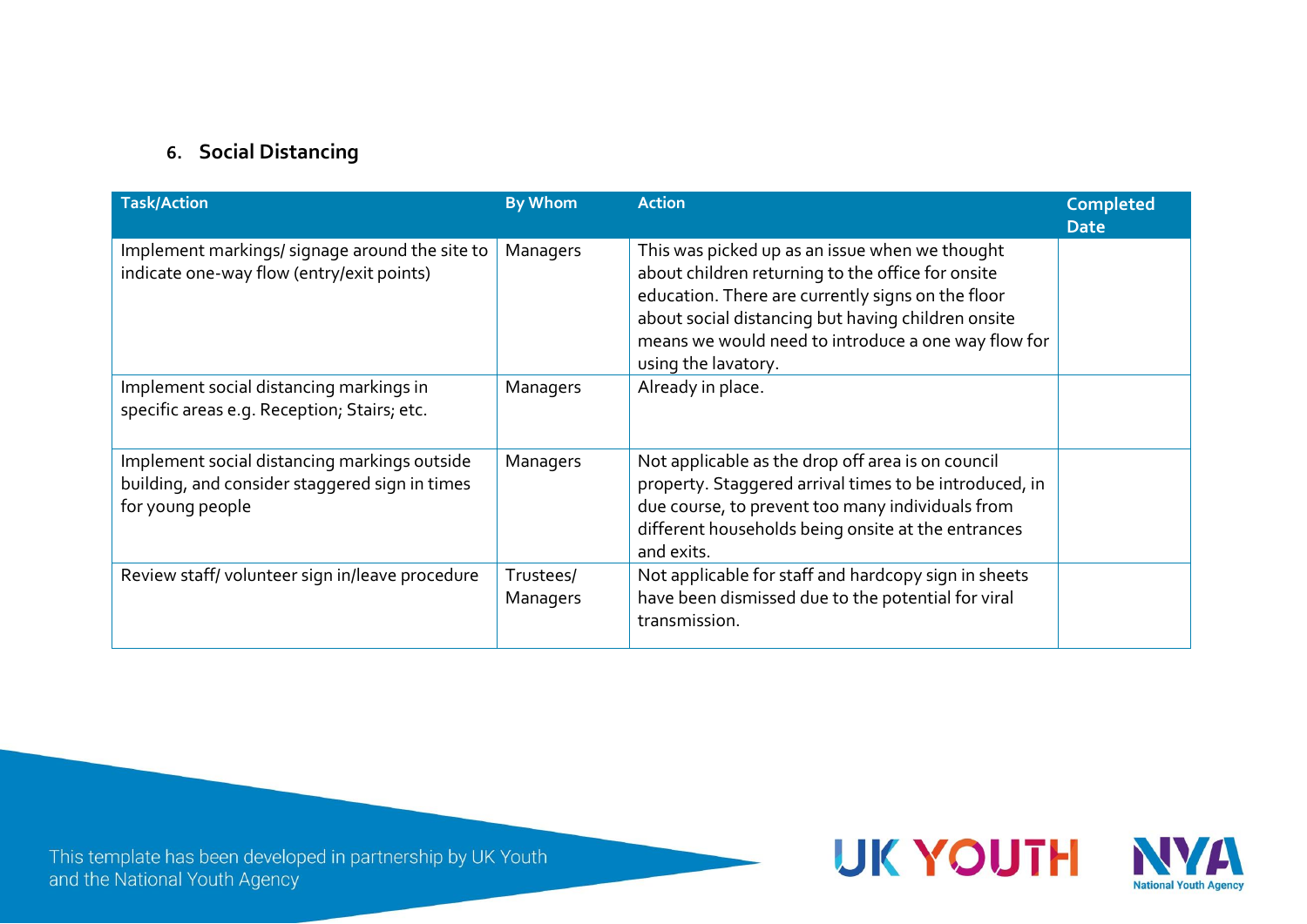### 6. Social Distancing

| Task/Action | By Whom | Action | Completed Date |
| --- | --- | --- | --- |
| Implement markings/ signage around the site to indicate one-way flow (entry/exit points) | Managers | This was picked up as an issue when we thought about children returning to the office for onsite education. There are currently signs on the floor about social distancing but having children onsite means we would need to introduce a one way flow for using the lavatory. | |
| Implement social distancing markings in specific areas e.g. Reception; Stairs; etc. | Managers | Already in place. | |
| Implement social distancing markings outside building, and consider staggered sign in times for young people | Managers | Not applicable as the drop off area is on council property. Staggered arrival times to be introduced, in due course, to prevent too many individuals from different households being onsite at the entrances and exits. | |
| Review staff/ volunteer sign in/leave procedure | Trustees/ Managers | Not applicable for staff and hardcopy sign in sheets have been dismissed due to the potential for viral transmission. | |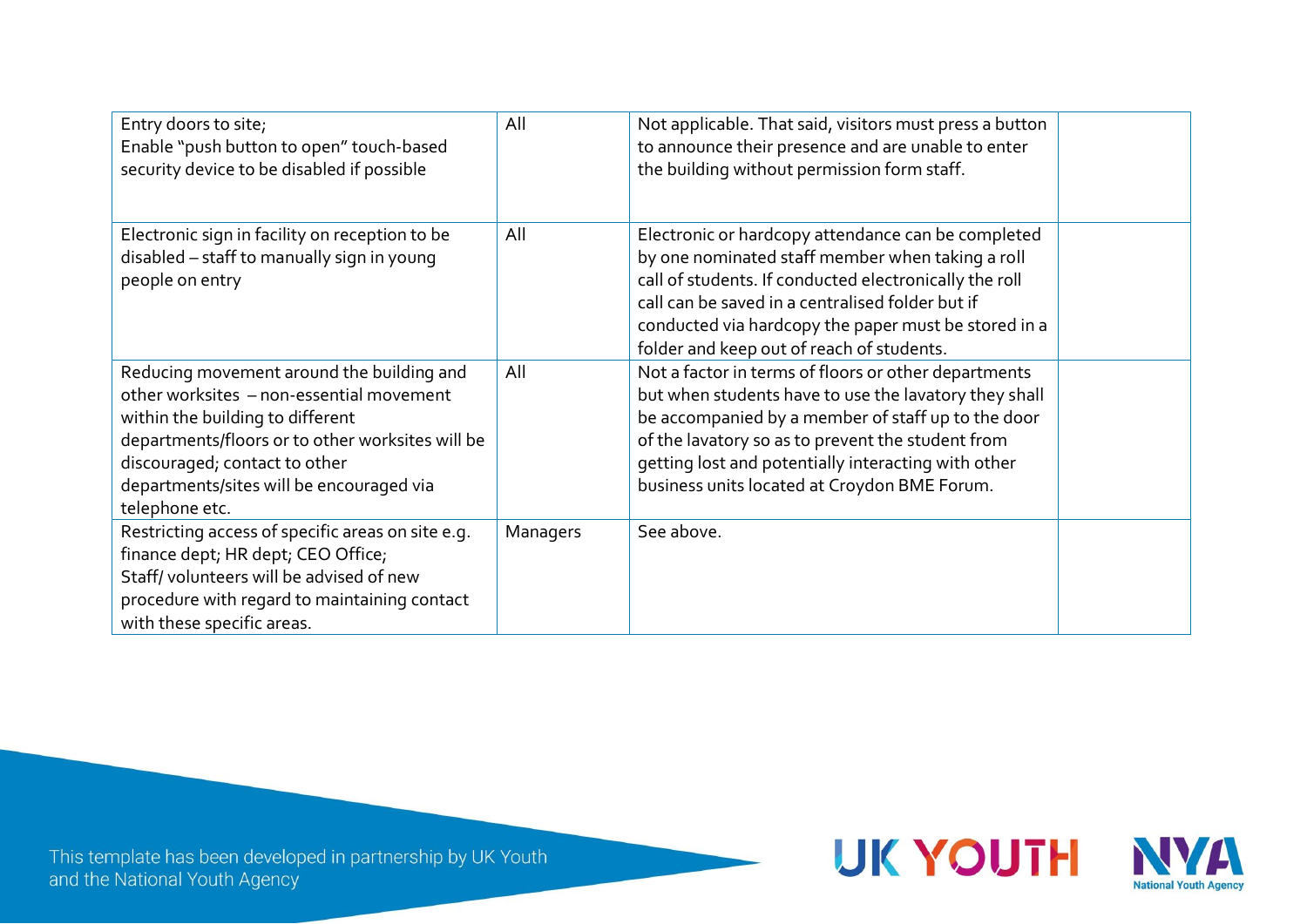| | | | |
|---|---|---|---|
| Entry doors to site;<br>Enable "push button to open" touch-based security device to be disabled if possible | All | Not applicable. That said, visitors must press a button to announce their presence and are unable to enter the building without permission form staff. | |
| Electronic sign in facility on reception to be disabled – staff to manually sign in young people on entry | All | Electronic or hardcopy attendance can be completed by one nominated staff member when taking a roll call of students. If conducted electronically the roll call can be saved in a centralised folder but if conducted via hardcopy the paper must be stored in a folder and keep out of reach of students. | |
| Reducing movement around the building and other worksites – non-essential movement within the building to different departments/floors or to other worksites will be discouraged; contact to other departments/sites will be encouraged via telephone etc. | All | Not a factor in terms of floors or other departments but when students have to use the lavatory they shall be accompanied by a member of staff up to the door of the lavatory so as to prevent the student from getting lost and potentially interacting with other business units located at Croydon BME Forum. | |
| Restricting access of specific areas on site e.g. finance dept; HR dept; CEO Office;<br>Staff/ volunteers will be advised of new procedure with regard to maintaining contact with these specific areas. | Managers | See above. | |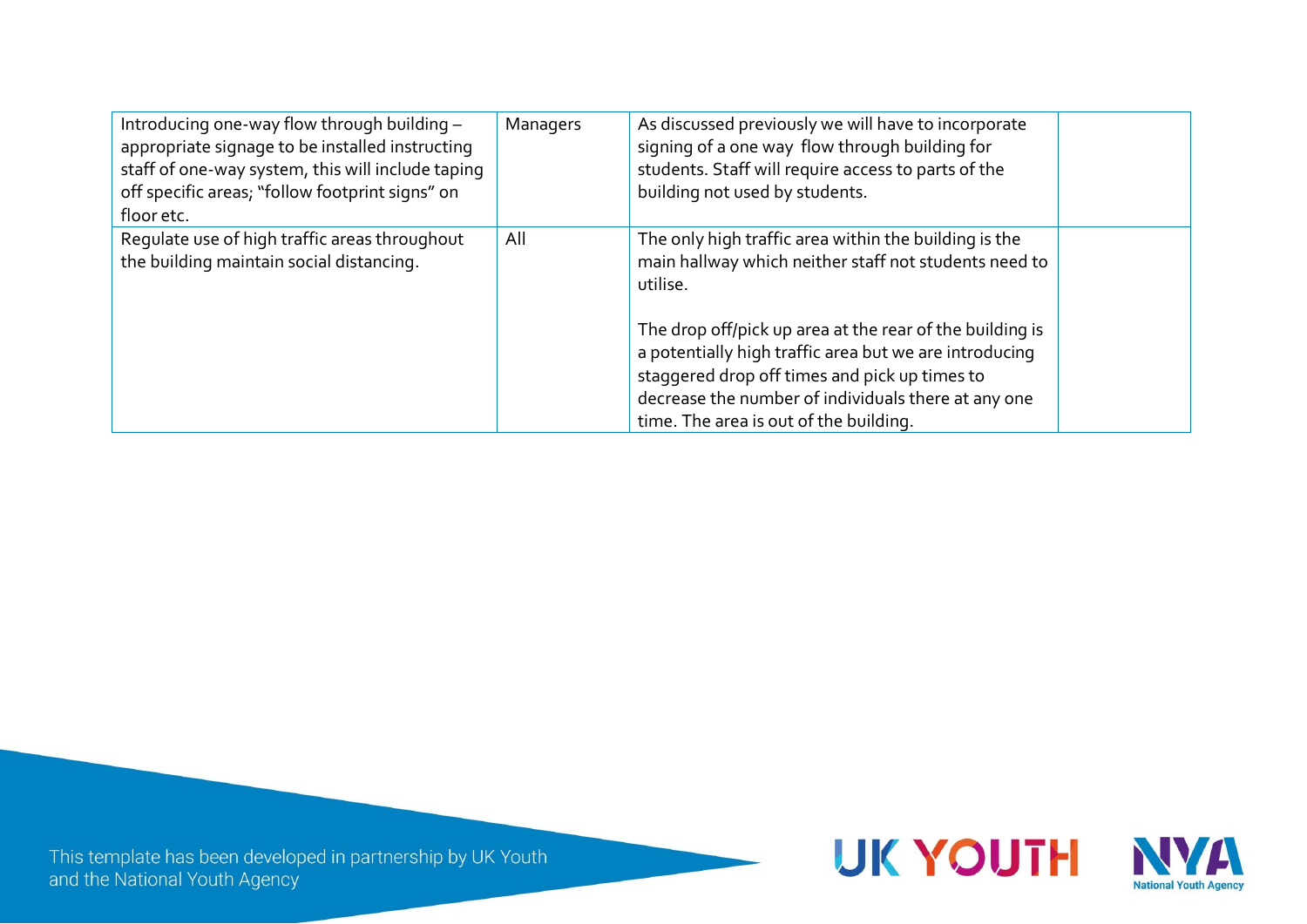| | | | |
|---|---|---|---|
| Introducing one-way flow through building – appropriate signage to be installed instructing staff of one-way system, this will include taping off specific areas; "follow footprint signs" on floor etc. | Managers | As discussed previously we will have to incorporate signing of a one way flow through building for students. Staff will require access to parts of the building not used by students. | |
| Regulate use of high traffic areas throughout the building maintain social distancing. | All | The only high traffic area within the building is the main hallway which neither staff not students need to utilise.<br><br>The drop off/pick up area at the rear of the building is a potentially high traffic area but we are introducing staggered drop off times and pick up times to decrease the number of individuals there at any one time. The area is out of the building. | |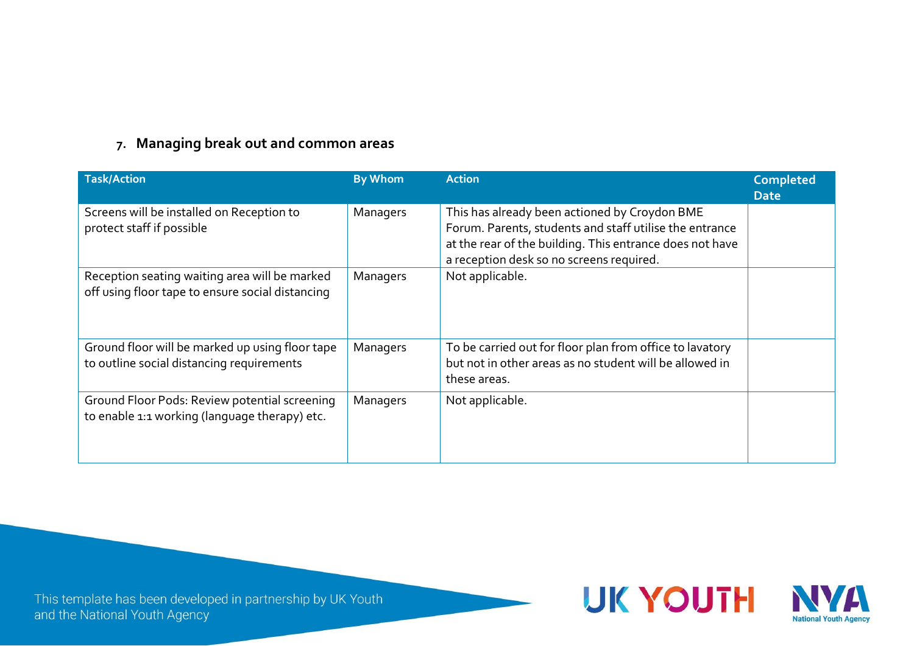## 7. Managing break out and common areas

| Task/Action | By Whom | Action | Completed Date |
|---|---|---|---|
| Screens will be installed on Reception to protect staff if possible | Managers | This has already been actioned by Croydon BME Forum. Parents, students and staff utilise the entrance at the rear of the building. This entrance does not have a reception desk so no screens required. | |
| Reception seating waiting area will be marked off using floor tape to ensure social distancing | Managers | Not applicable. | |
| Ground floor will be marked up using floor tape to outline social distancing requirements | Managers | To be carried out for floor plan from office to lavatory but not in other areas as no student will be allowed in these areas. | |
| Ground Floor Pods: Review potential screening to enable 1:1 working (language therapy) etc. | Managers | Not applicable. | |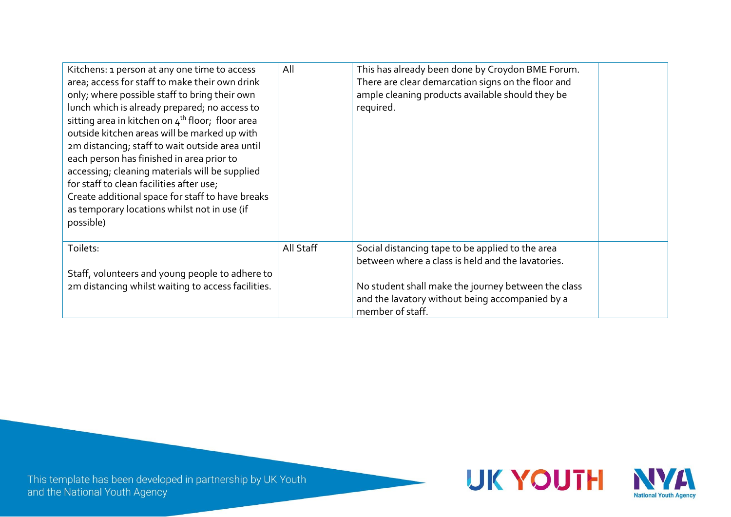| | | | |
|---|---|---|---|
| Kitchens: 1 person at any one time to access area; access for staff to make their own drink only; where possible staff to bring their own lunch which is already prepared; no access to sitting area in kitchen on 4th floor; floor area outside kitchen areas will be marked up with 2m distancing; staff to wait outside area until each person has finished in area prior to accessing; cleaning materials will be supplied for staff to clean facilities after use; Create additional space for staff to have breaks as temporary locations whilst not in use (if possible) | All | This has already been done by Croydon BME Forum. There are clear demarcation signs on the floor and ample cleaning products available should they be required. | |
| Toilets:<br><br>Staff, volunteers and young people to adhere to 2m distancing whilst waiting to access facilities. | All Staff | Social distancing tape to be applied to the area between where a class is held and the lavatories.<br><br>No student shall make the journey between the class and the lavatory without being accompanied by a member of staff. | |

This template has been developed in partnership by UK Youth and the National Youth Agency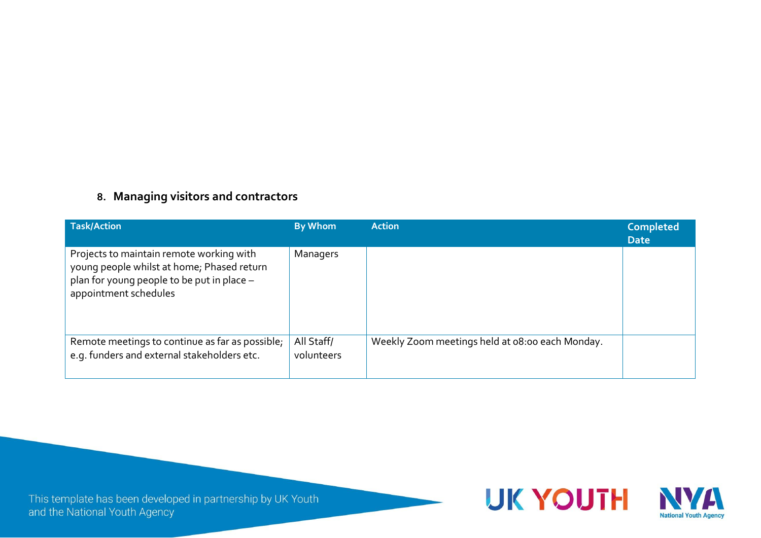## 8. Managing visitors and contractors

| Task/Action | By Whom | Action | Completed Date |
|---|---|---|---|
| Projects to maintain remote working with young people whilst at home; Phased return plan for young people to be put in place – appointment schedules | Managers | | |
| Remote meetings to continue as far as possible; e.g. funders and external stakeholders etc. | All Staff/ volunteers | Weekly Zoom meetings held at 08:00 each Monday. | |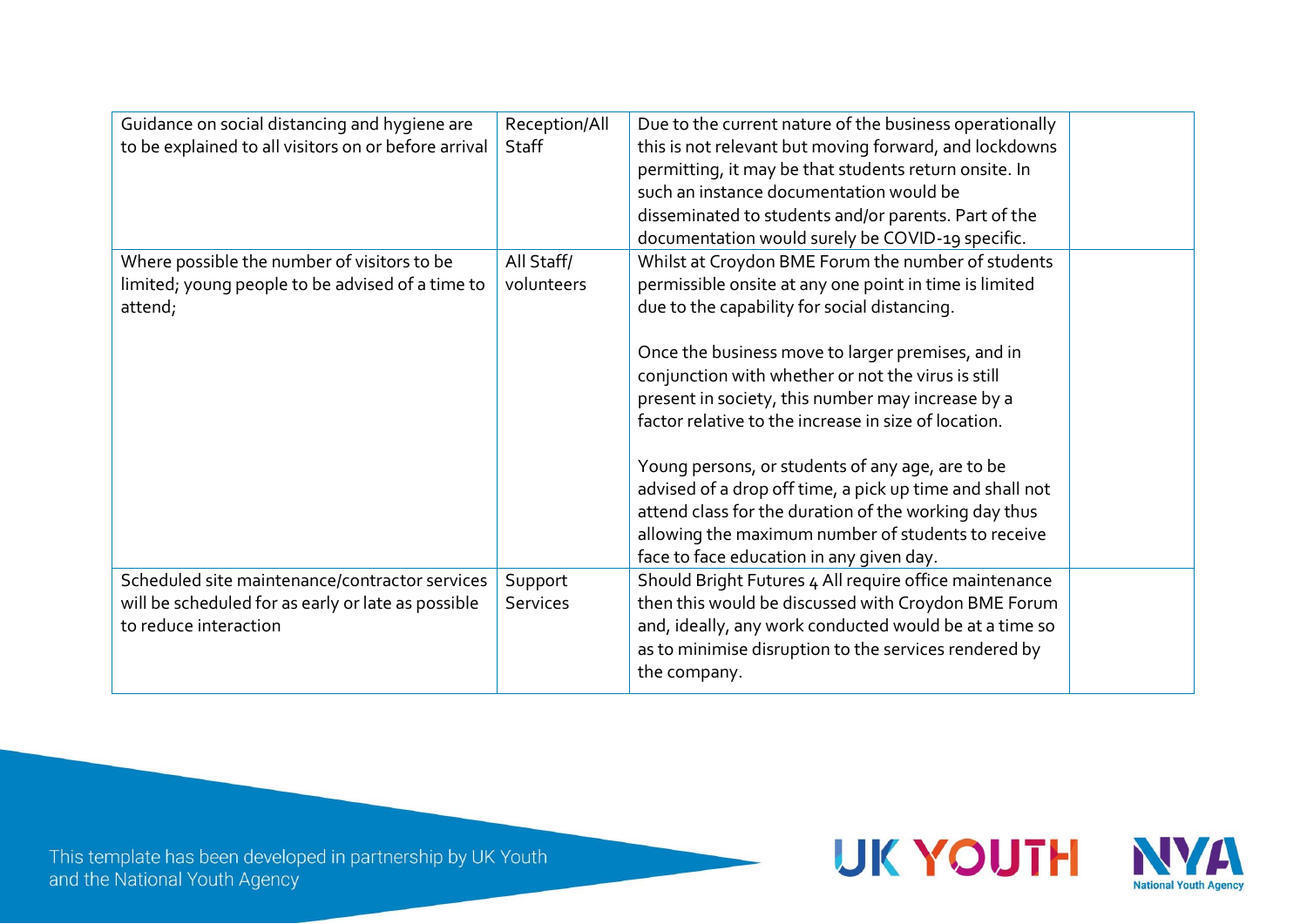| | | | |
|---|---|---|---|
| Guidance on social distancing and hygiene are to be explained to all visitors on or before arrival | Reception/All Staff | Due to the current nature of the business operationally this is not relevant but moving forward, and lockdowns permitting, it may be that students return onsite. In such an instance documentation would be disseminated to students and/or parents. Part of the documentation would surely be COVID-19 specific. | |
| Where possible the number of visitors to be limited; young people to be advised of a time to attend; | All Staff/ volunteers | Whilst at Croydon BME Forum the number of students permissible onsite at any one point in time is limited due to the capability for social distancing.<br><br>Once the business move to larger premises, and in conjunction with whether or not the virus is still present in society, this number may increase by a factor relative to the increase in size of location.<br><br>Young persons, or students of any age, are to be advised of a drop off time, a pick up time and shall not attend class for the duration of the working day thus allowing the maximum number of students to receive face to face education in any given day. | |
| Scheduled site maintenance/contractor services will be scheduled for as early or late as possible to reduce interaction | Support Services | Should Bright Futures 4 All require office maintenance then this would be discussed with Croydon BME Forum and, ideally, any work conducted would be at a time so as to minimise disruption to the services rendered by the company. | |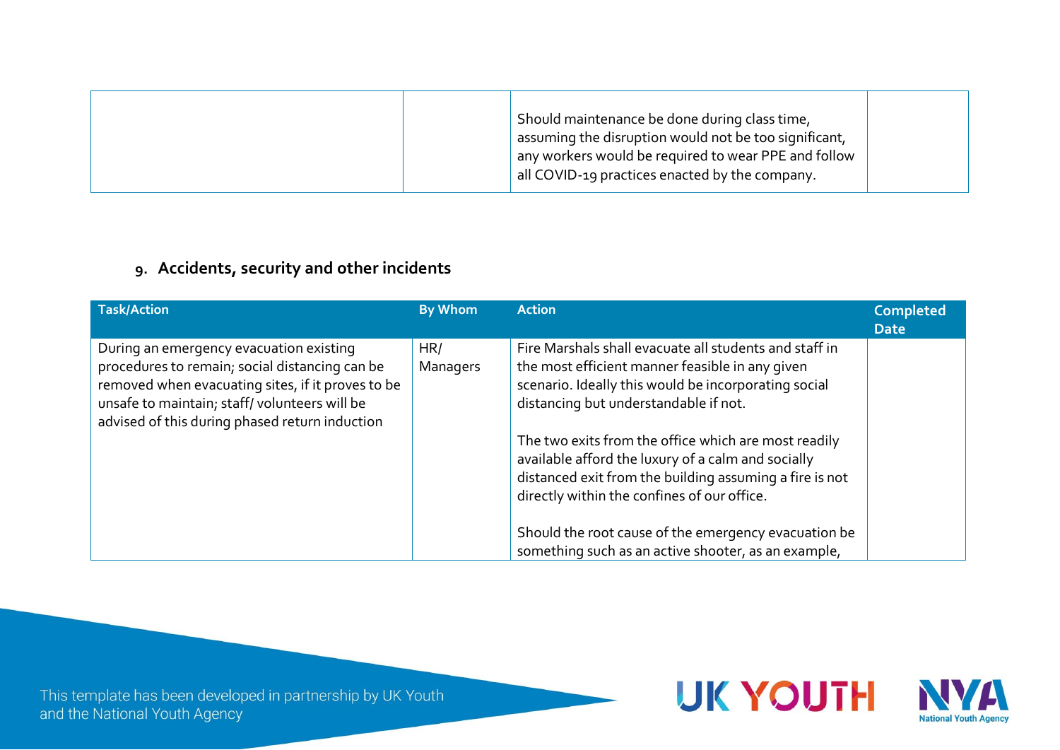| | | | |
|---|---|---|---|
| | | Should maintenance be done during class time, assuming the disruption would not be too significant, any workers would be required to wear PPE and follow all COVID-19 practices enacted by the company. | |

## 9. Accidents, security and other incidents

| Task/Action | By Whom | Action | Completed Date |
|---|---|---|---|
| During an emergency evacuation existing procedures to remain; social distancing can be removed when evacuating sites, if it proves to be unsafe to maintain; staff/ volunteers will be advised of this during phased return induction | HR/ Managers | Fire Marshals shall evacuate all students and staff in the most efficient manner feasible in any given scenario. Ideally this would be incorporating social distancing but understandable if not.<br><br>The two exits from the office which are most readily available afford the luxury of a calm and socially distanced exit from the building assuming a fire is not directly within the confines of our office.<br><br>Should the root cause of the emergency evacuation be something such as an active shooter, as an example, | |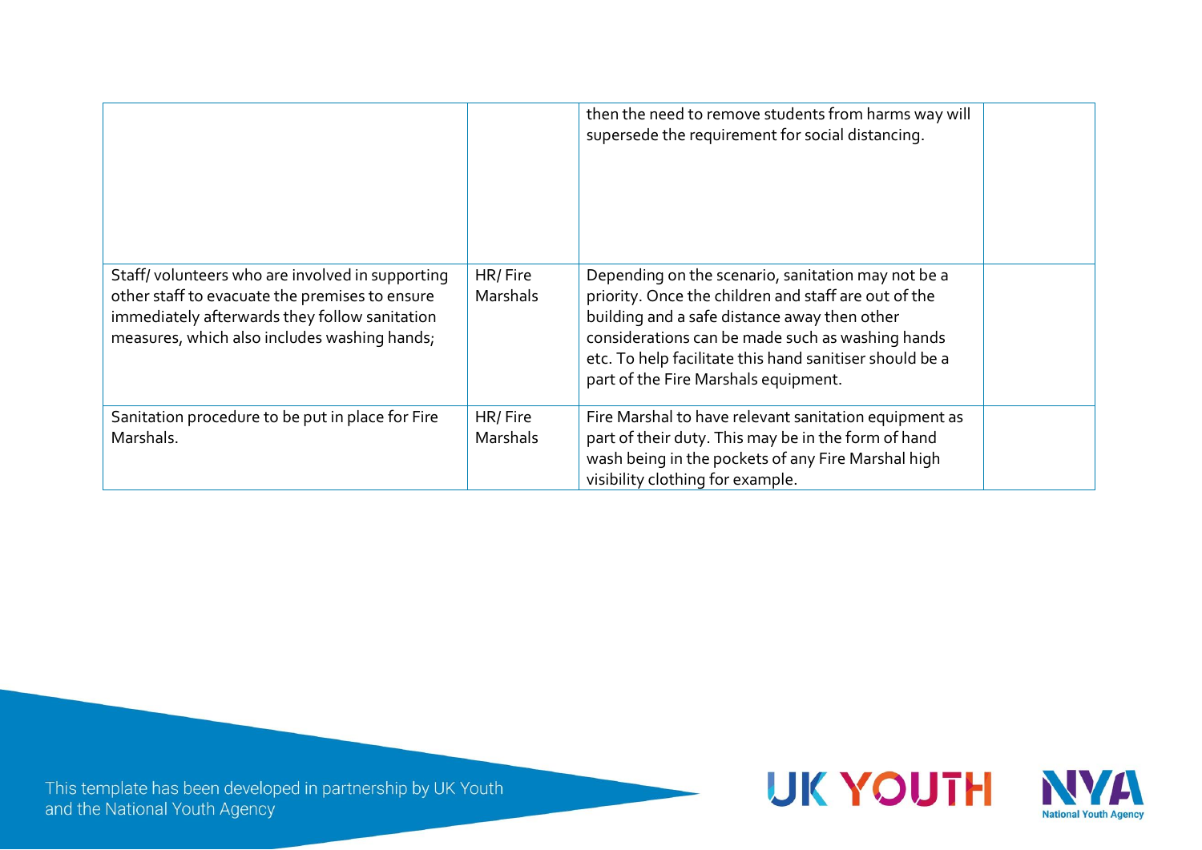| | | | |
|---|---|---|---|
| | | then the need to remove students from harms way will supersede the requirement for social distancing. | |
| Staff/ volunteers who are involved in supporting other staff to evacuate the premises to ensure immediately afterwards they follow sanitation measures, which also includes washing hands; | HR/ Fire Marshals | Depending on the scenario, sanitation may not be a priority. Once the children and staff are out of the building and a safe distance away then other considerations can be made such as washing hands etc. To help facilitate this hand sanitiser should be a part of the Fire Marshals equipment. | |
| Sanitation procedure to be put in place for Fire Marshals. | HR/ Fire Marshals | Fire Marshal to have relevant sanitation equipment as part of their duty. This may be in the form of hand wash being in the pockets of any Fire Marshal high visibility clothing for example. | |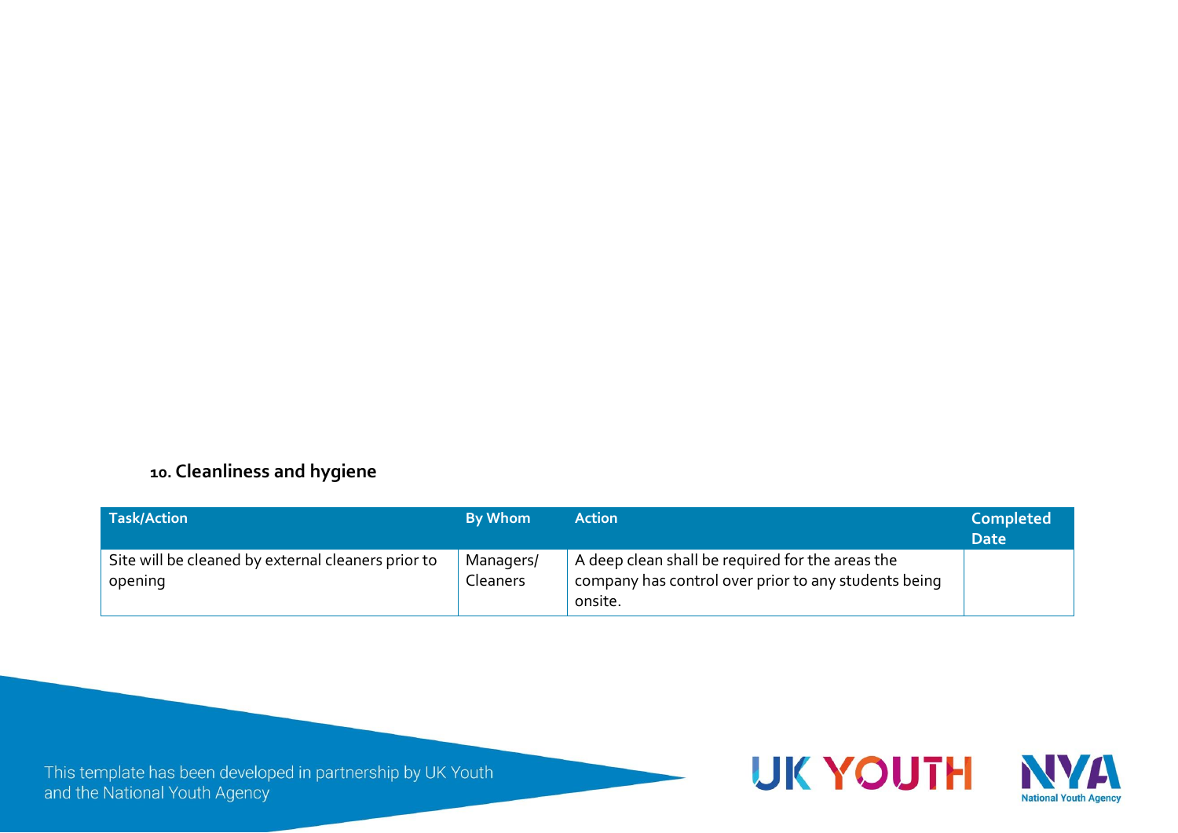### 10. Cleanliness and hygiene

| Task/Action | By Whom | Action | Completed Date |
|---|---|---|---|
| Site will be cleaned by external cleaners prior to opening | Managers/ Cleaners | A deep clean shall be required for the areas the company has control over prior to any students being onsite. | |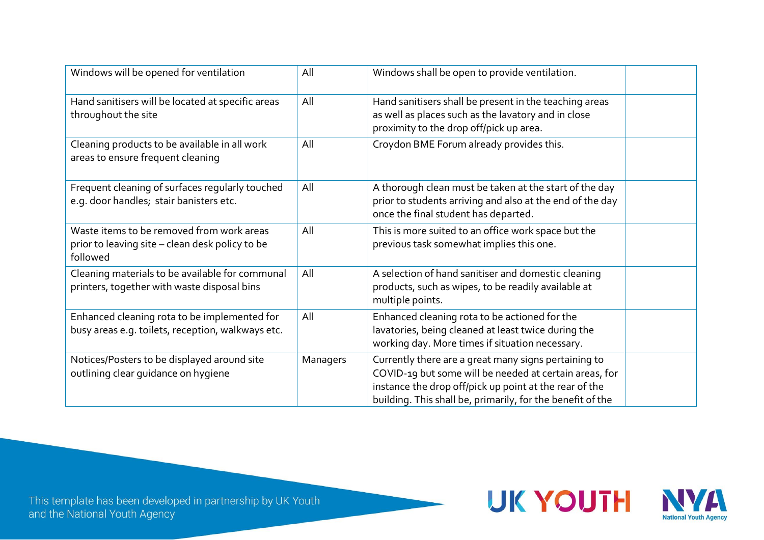| | | | |
|---|---|---|---|
| Windows will be opened for ventilation | All | Windows shall be open to provide ventilation. | |
| Hand sanitisers will be located at specific areas throughout the site | All | Hand sanitisers shall be present in the teaching areas as well as places such as the lavatory and in close proximity to the drop off/pick up area. | |
| Cleaning products to be available in all work areas to ensure frequent cleaning | All | Croydon BME Forum already provides this. | |
| Frequent cleaning of surfaces regularly touched e.g. door handles; stair banisters etc. | All | A thorough clean must be taken at the start of the day prior to students arriving and also at the end of the day once the final student has departed. | |
| Waste items to be removed from work areas prior to leaving site – clean desk policy to be followed | All | This is more suited to an office work space but the previous task somewhat implies this one. | |
| Cleaning materials to be available for communal printers, together with waste disposal bins | All | A selection of hand sanitiser and domestic cleaning products, such as wipes, to be readily available at multiple points. | |
| Enhanced cleaning rota to be implemented for busy areas e.g. toilets, reception, walkways etc. | All | Enhanced cleaning rota to be actioned for the lavatories, being cleaned at least twice during the working day. More times if situation necessary. | |
| Notices/Posters to be displayed around site outlining clear guidance on hygiene | Managers | Currently there are a great many signs pertaining to COVID-19 but some will be needed at certain areas, for instance the drop off/pick up point at the rear of the building. This shall be, primarily, for the benefit of the | |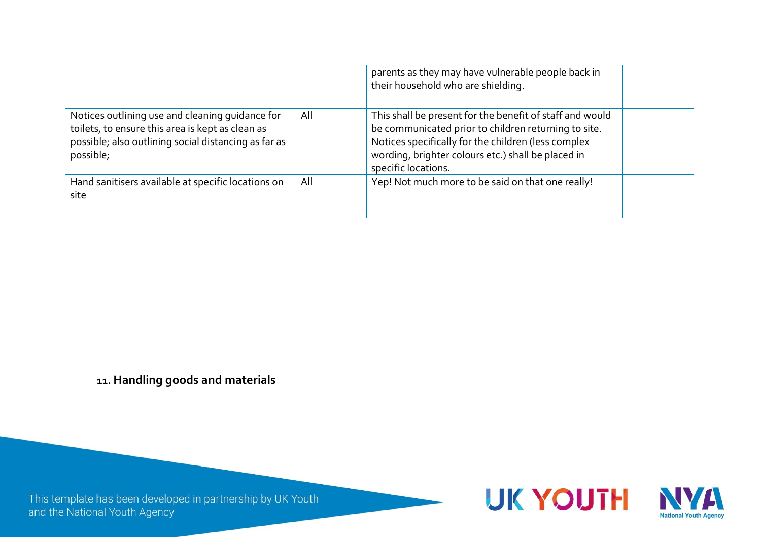| | | | |
|---|---|---|---|
| | | parents as they may have vulnerable people back in their household who are shielding. | |
| Notices outlining use and cleaning guidance for toilets, to ensure this area is kept as clean as possible; also outlining social distancing as far as possible; | All | This shall be present for the benefit of staff and would be communicated prior to children returning to site. Notices specifically for the children (less complex wording, brighter colours etc.) shall be placed in specific locations. | |
| Hand sanitisers available at specific locations on site | All | Yep! Not much more to be said on that one really! | |

**11. Handling goods and materials**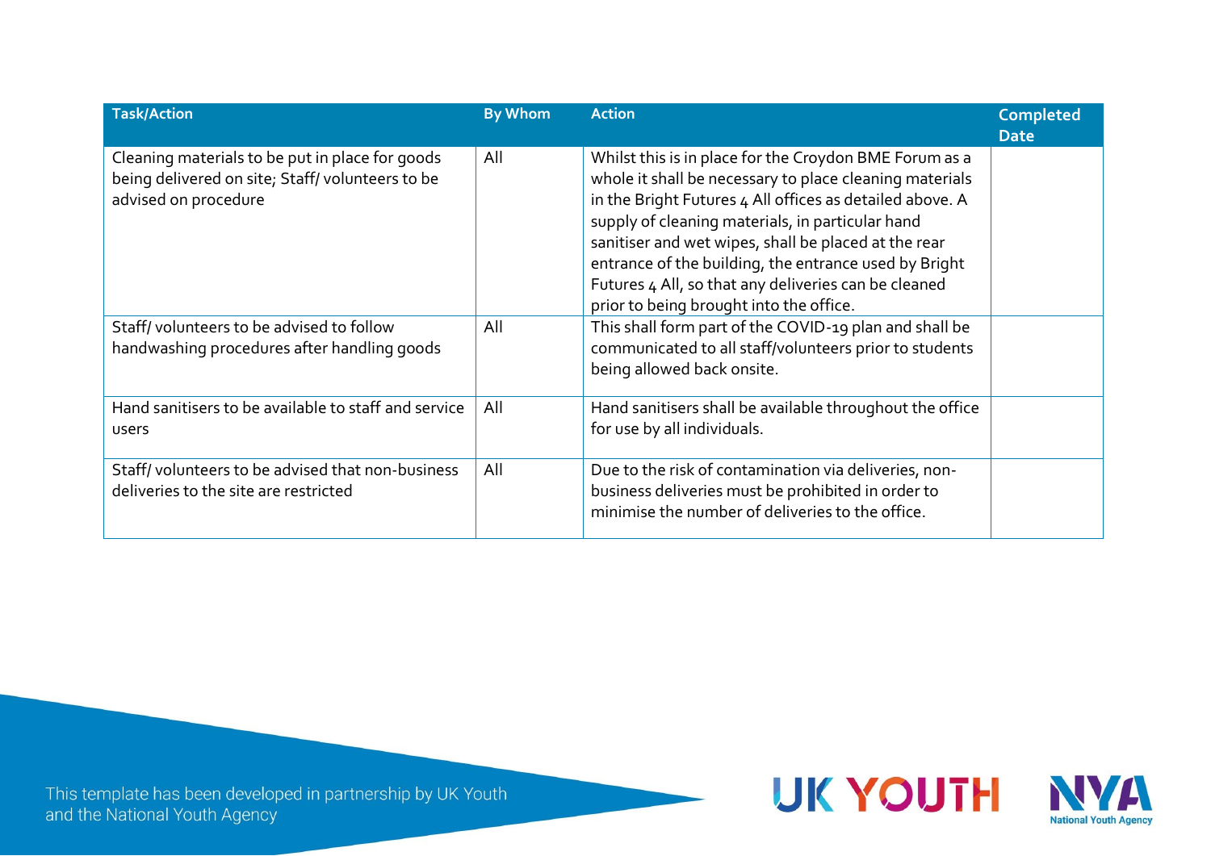| Task/Action | By Whom | Action | Completed Date |
|---|---|---|---|
| Cleaning materials to be put in place for goods being delivered on site; Staff/ volunteers to be advised on procedure | All | Whilst this is in place for the Croydon BME Forum as a whole it shall be necessary to place cleaning materials in the Bright Futures 4 All offices as detailed above. A supply of cleaning materials, in particular hand sanitiser and wet wipes, shall be placed at the rear entrance of the building, the entrance used by Bright Futures 4 All, so that any deliveries can be cleaned prior to being brought into the office. | |
| Staff/ volunteers to be advised to follow handwashing procedures after handling goods | All | This shall form part of the COVID-19 plan and shall be communicated to all staff/volunteers prior to students being allowed back onsite. | |
| Hand sanitisers to be available to staff and service users | All | Hand sanitisers shall be available throughout the office for use by all individuals. | |
| Staff/ volunteers to be advised that non-business deliveries to the site are restricted | All | Due to the risk of contamination via deliveries, non-business deliveries must be prohibited in order to minimise the number of deliveries to the office. | |

This template has been developed in partnership by UK Youth and the National Youth Agency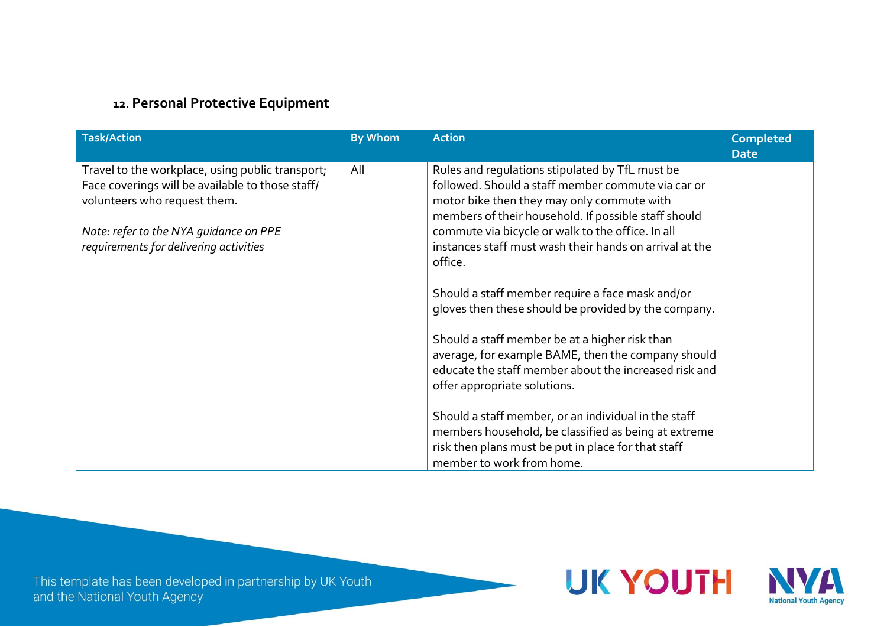### 12. Personal Protective Equipment

| Task/Action | By Whom | Action | Completed Date |
|---|---|---|---|
| Travel to the workplace, using public transport; Face coverings will be available to those staff/ volunteers who request them.<br><br>*Note: refer to the NYA guidance on PPE requirements for delivering activities* | All | Rules and regulations stipulated by TfL must be followed. Should a staff member commute via car or motor bike then they may only commute with members of their household. If possible staff should commute via bicycle or walk to the office. In all instances staff must wash their hands on arrival at the office.<br><br>Should a staff member require a face mask and/or gloves then these should be provided by the company.<br><br>Should a staff member be at a higher risk than average, for example BAME, then the company should educate the staff member about the increased risk and offer appropriate solutions.<br><br>Should a staff member, or an individual in the staff members household, be classified as being at extreme risk then plans must be put in place for that staff member to work from home. | |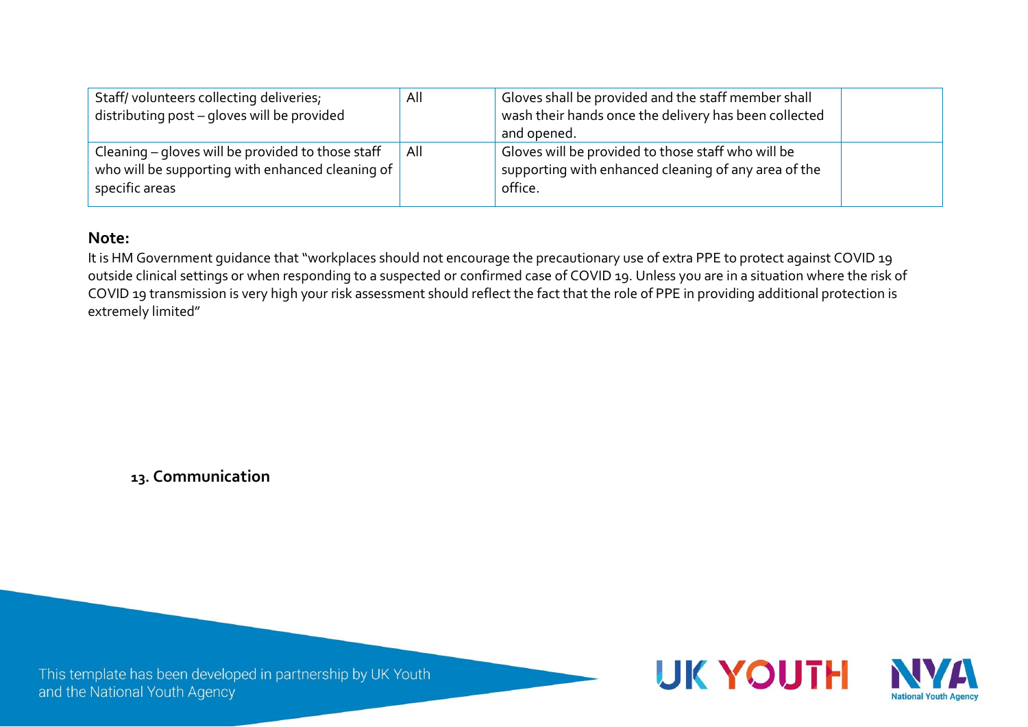| | | | |
|---|---|---|---|
| Staff/ volunteers collecting deliveries; distributing post – gloves will be provided | All | Gloves shall be provided and the staff member shall wash their hands once the delivery has been collected and opened. | |
| Cleaning – gloves will be provided to those staff who will be supporting with enhanced cleaning of specific areas | All | Gloves will be provided to those staff who will be supporting with enhanced cleaning of any area of the office. | |

**Note:**

It is HM Government guidance that "workplaces should not encourage the precautionary use of extra PPE to protect against COVID 19 outside clinical settings or when responding to a suspected or confirmed case of COVID 19. Unless you are in a situation where the risk of COVID 19 transmission is very high your risk assessment should reflect the fact that the role of PPE in providing additional protection is extremely limited"

## 13. Communication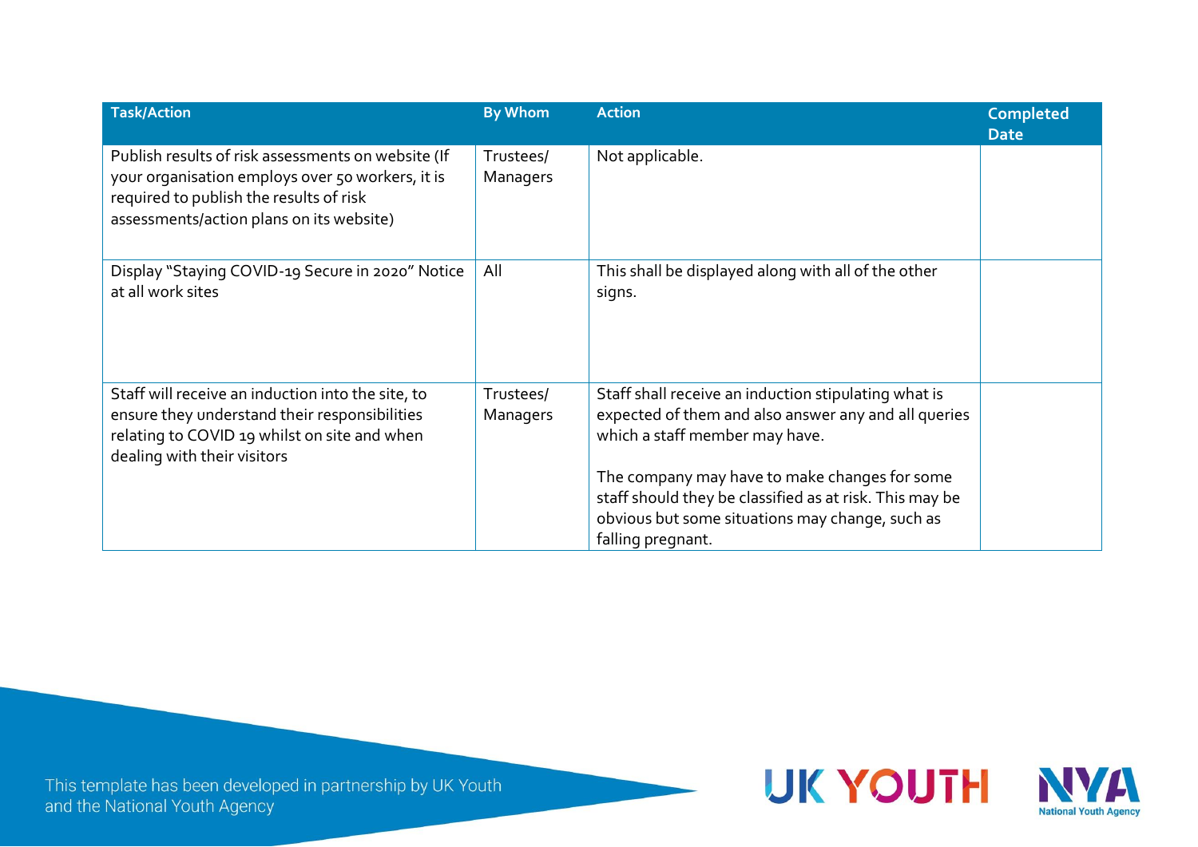| Task/Action | By Whom | Action | Completed Date |
|---|---|---|---|
| Publish results of risk assessments on website (If your organisation employs over 50 workers, it is required to publish the results of risk assessments/action plans on its website) | Trustees/ Managers | Not applicable. | |
| Display "Staying COVID-19 Secure in 2020" Notice at all work sites | All | This shall be displayed along with all of the other signs. | |
| Staff will receive an induction into the site, to ensure they understand their responsibilities relating to COVID 19 whilst on site and when dealing with their visitors | Trustees/ Managers | Staff shall receive an induction stipulating what is expected of them and also answer any and all queries which a staff member may have.<br><br>The company may have to make changes for some staff should they be classified as at risk. This may be obvious but some situations may change, such as falling pregnant. | |

This template has been developed in partnership by UK Youth and the National Youth Agency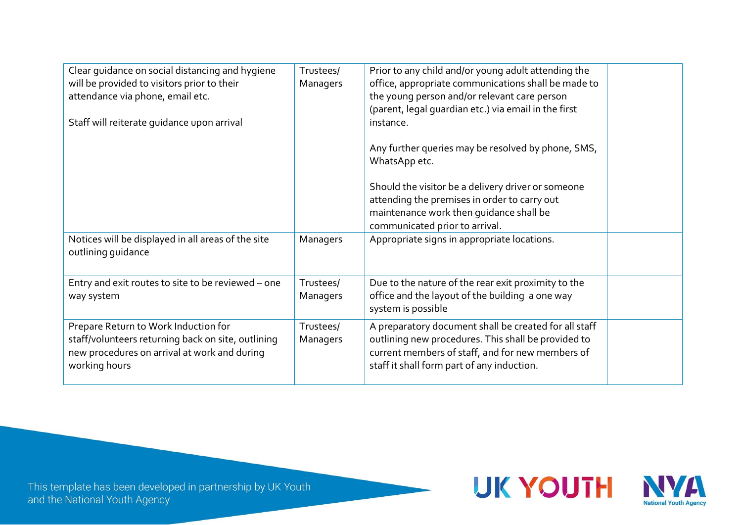| | | | |
|---|---|---|---|
| Clear guidance on social distancing and hygiene will be provided to visitors prior to their attendance via phone, email etc.<br><br>Staff will reiterate guidance upon arrival | Trustees/ Managers | Prior to any child and/or young adult attending the office, appropriate communications shall be made to the young person and/or relevant care person (parent, legal guardian etc.) via email in the first instance.<br><br>Any further queries may be resolved by phone, SMS, WhatsApp etc.<br><br>Should the visitor be a delivery driver or someone attending the premises in order to carry out maintenance work then guidance shall be communicated prior to arrival. | |
| Notices will be displayed in all areas of the site outlining guidance | Managers | Appropriate signs in appropriate locations. | |
| Entry and exit routes to site to be reviewed – one way system | Trustees/ Managers | Due to the nature of the rear exit proximity to the office and the layout of the building a one way system is possible | |
| Prepare Return to Work Induction for staff/volunteers returning back on site, outlining new procedures on arrival at work and during working hours | Trustees/ Managers | A preparatory document shall be created for all staff outlining new procedures. This shall be provided to current members of staff, and for new members of staff it shall form part of any induction. | |

This template has been developed in partnership by UK Youth and the National Youth Agency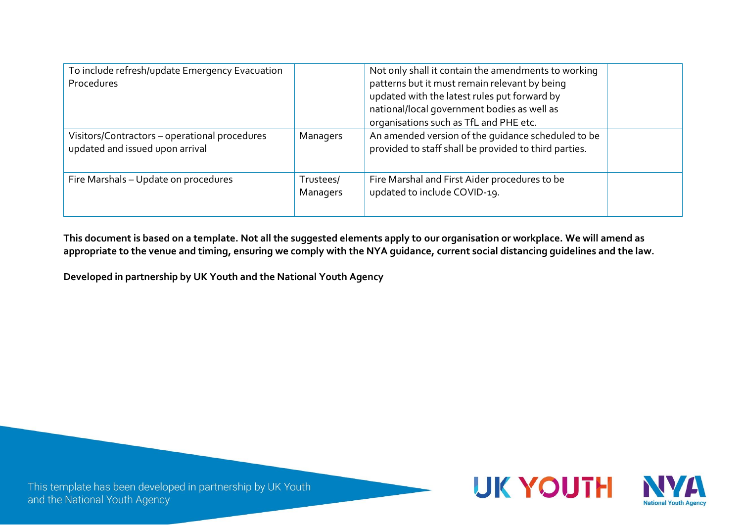| | | | |
|---|---|---|---|
| To include refresh/update Emergency Evacuation Procedures | | Not only shall it contain the amendments to working patterns but it must remain relevant by being updated with the latest rules put forward by national/local government bodies as well as organisations such as TfL and PHE etc. | |
| Visitors/Contractors – operational procedures updated and issued upon arrival | Managers | An amended version of the guidance scheduled to be provided to staff shall be provided to third parties. | |
| Fire Marshals – Update on procedures | Trustees/ Managers | Fire Marshal and First Aider procedures to be updated to include COVID-19. | |

**This document is based on a template. Not all the suggested elements apply to our organisation or workplace. We will amend as appropriate to the venue and timing, ensuring we comply with the NYA guidance, current social distancing guidelines and the law.**

**Developed in partnership by UK Youth and the National Youth Agency**

This template has been developed in partnership by UK Youth and the National Youth Agency

UK YOUTH

NYA National Youth Agency